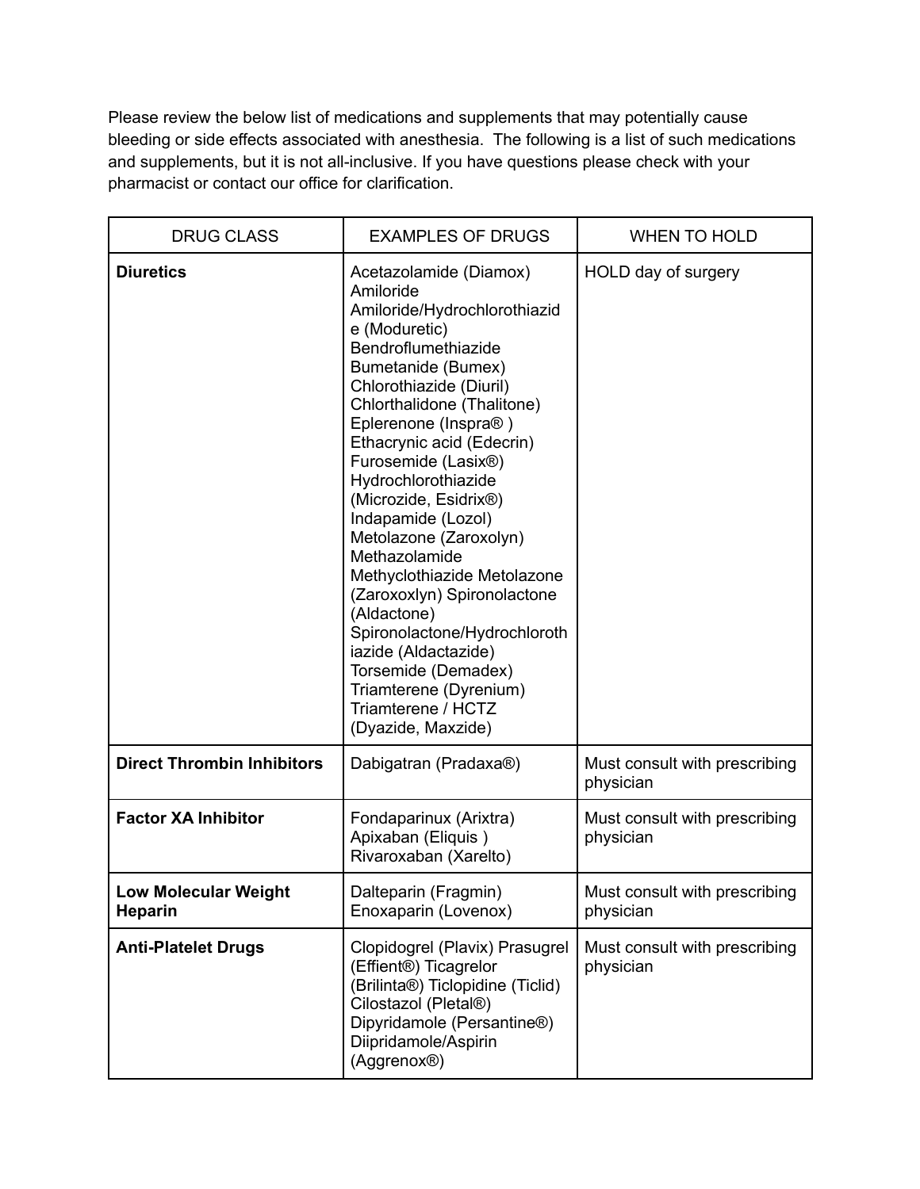Please review the below list of medications and supplements that may potentially cause bleeding or side effects associated with anesthesia. The following is a list of such medications and supplements, but it is not all-inclusive. If you have questions please check with your pharmacist or contact our office for clarification.

| DRUG CLASS | EXAMPLES OF DRUGS | WHEN TO HOLD |
|---|---|---|
| **Diuretics** | Acetazolamide (Diamox)<br>Amiloride<br>Amiloride/Hydrochlorothiazide (Moduretic)<br>Bendroflumethiazide<br>Bumetanide (Bumex)<br>Chlorothiazide (Diuril)<br>Chlorthalidone (Thalitone)<br>Eplerenone (Inspra® )<br>Ethacrynic acid (Edecrin)<br>Furosemide (Lasix®)<br>Hydrochlorothiazide (Microzide, Esidrix®)<br>Indapamide (Lozol)<br>Metolazone (Zaroxolyn)<br>Methazolamide<br>Methyclothiazide Metolazone (Zaroxoxlyn) Spironolactone (Aldactone)<br>Spironolactone/Hydrochlorothiazide (Aldactazide)<br>Torsemide (Demadex)<br>Triamterene (Dyrenium)<br>Triamterene / HCTZ (Dyazide, Maxzide) | HOLD day of surgery |
| **Direct Thrombin Inhibitors** | Dabigatran (Pradaxa®) | Must consult with prescribing physician |
| **Factor XA Inhibitor** | Fondaparinux (Arixtra)<br>Apixaban (Eliquis )<br>Rivaroxaban (Xarelto) | Must consult with prescribing physician |
| **Low Molecular Weight Heparin** | Dalteparin (Fragmin)<br>Enoxaparin (Lovenox) | Must consult with prescribing physician |
| **Anti-Platelet Drugs** | Clopidogrel (Plavix) Prasugrel (Effient®) Ticagrelor (Brilinta®) Ticlopidine (Ticlid)<br>Cilostazol (Pletal®)<br>Dipyridamole (Persantine®)<br>Diipridamole/Aspirin (Aggrenox®) | Must consult with prescribing physician |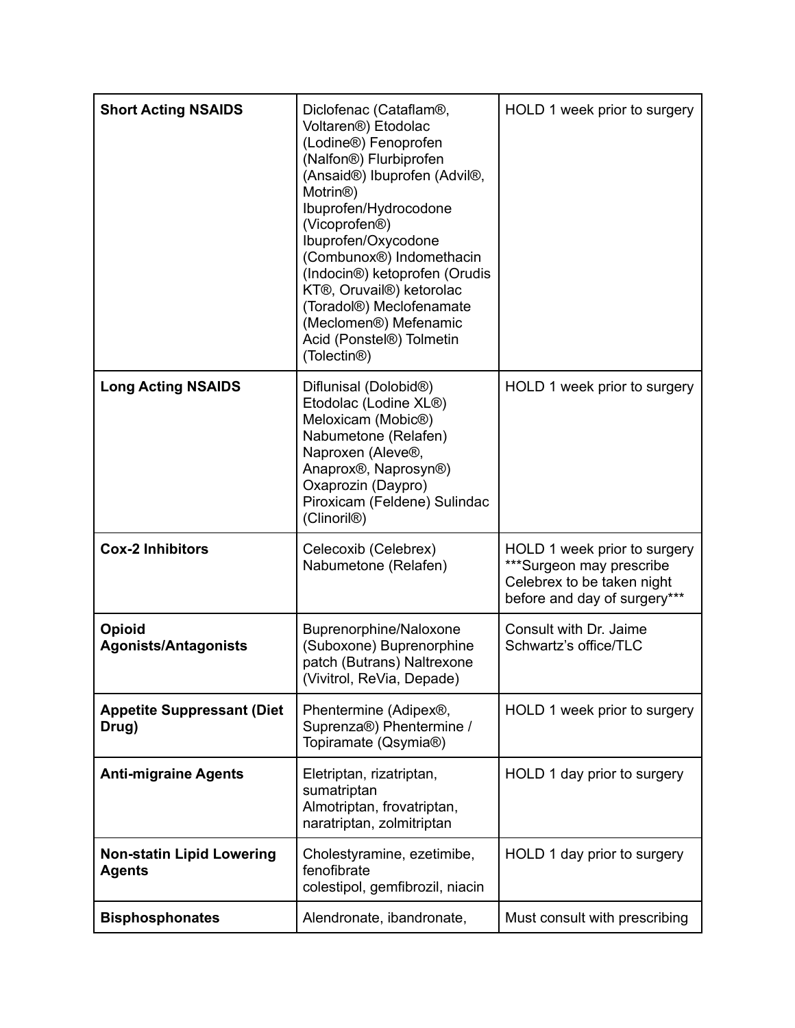| Short Acting NSAIDS | Diclofenac (Cataflam®, Voltaren®) Etodolac (Lodine®) Fenoprofen (Nalfon®) Flurbiprofen (Ansaid®) Ibuprofen (Advil®, Motrin®) Ibuprofen/Hydrocodone (Vicoprofen®) Ibuprofen/Oxycodone (Combunox®) Indomethacin (Indocin®) ketoprofen (Orudis KT®, Oruvail®) ketorolac (Toradol®) Meclofenamate (Meclomen®) Mefenamic Acid (Ponstel®) Tolmetin (Tolectin®) | HOLD 1 week prior to surgery |
|---|---|---|
| **Long Acting NSAIDS** | Diflunisal (Dolobid®) Etodolac (Lodine XL®) Meloxicam (Mobic®) Nabumetone (Relafen) Naproxen (Aleve®, Anaprox®, Naprosyn®) Oxaprozin (Daypro) Piroxicam (Feldene) Sulindac (Clinoril®) | HOLD 1 week prior to surgery |
| **Cox-2 Inhibitors** | Celecoxib (Celebrex) Nabumetone (Relafen) | HOLD 1 week prior to surgery ***Surgeon may prescribe Celebrex to be taken night before and day of surgery*** |
| **Opioid Agonists/Antagonists** | Buprenorphine/Naloxone (Suboxone) Buprenorphine patch (Butrans) Naltrexone (Vivitrol, ReVia, Depade) | Consult with Dr. Jaime Schwartz's office/TLC |
| **Appetite Suppressant (Diet Drug)** | Phentermine (Adipex®, Suprenza®) Phentermine / Topiramate (Qsymia®) | HOLD 1 week prior to surgery |
| **Anti-migraine Agents** | Eletriptan, rizatriptan, sumatriptan<br>Almotriptan, frovatriptan, naratriptan, zolmitriptan | HOLD 1 day prior to surgery |
| **Non-statin Lipid Lowering Agents** | Cholestyramine, ezetimibe, fenofibrate<br>colestipol, gemfibrozil, niacin | HOLD 1 day prior to surgery |
| **Bisphosphonates** | Alendronate, ibandronate, | Must consult with prescribing |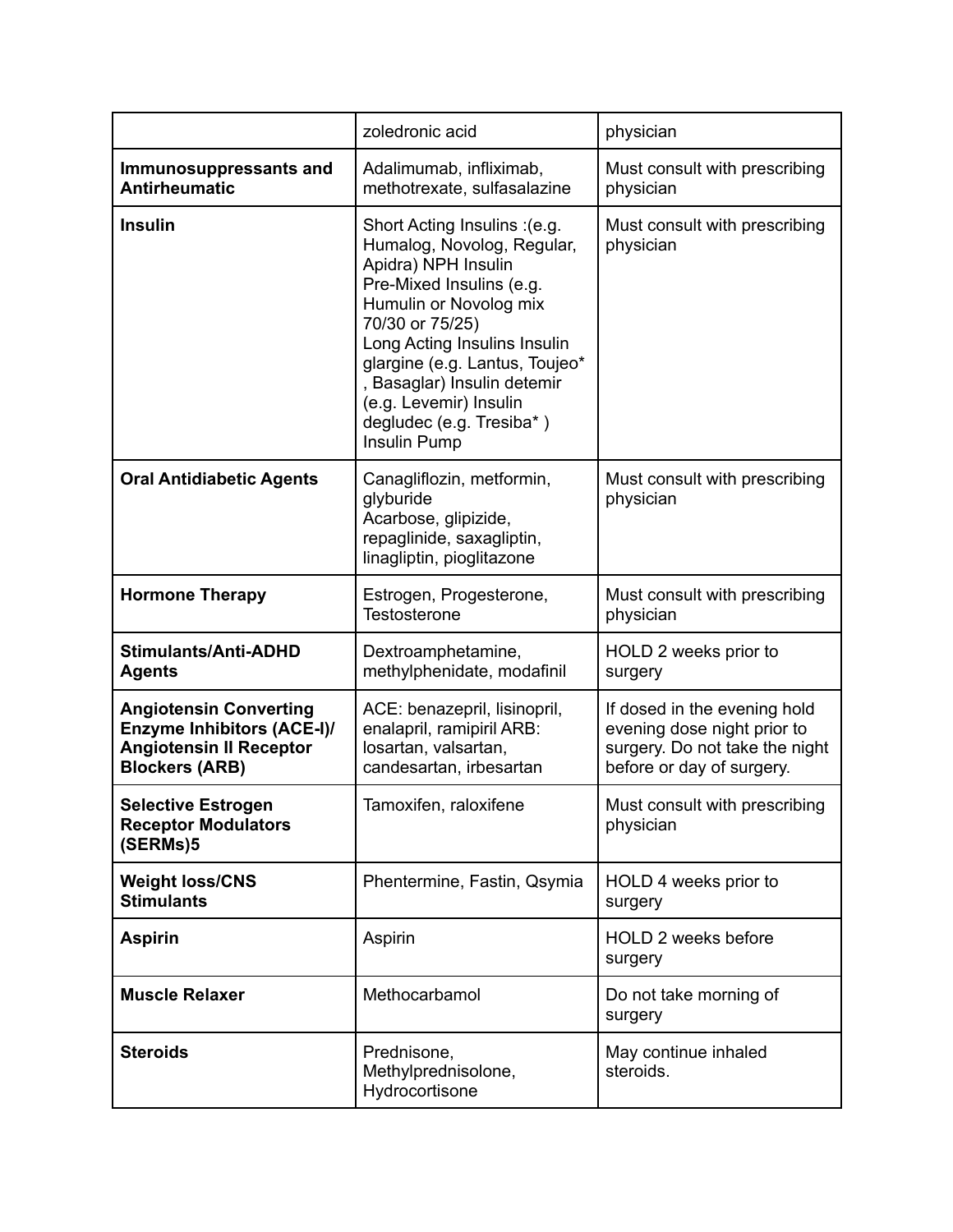| | | |
|---|---|---|
| | zoledronic acid | physician |
| **Immunosuppressants and Antirheumatic** | Adalimumab, infliximab, methotrexate, sulfasalazine | Must consult with prescribing physician |
| **Insulin** | Short Acting Insulins :(e.g. Humalog, Novolog, Regular, Apidra) NPH Insulin<br>Pre-Mixed Insulins (e.g. Humulin or Novolog mix 70/30 or 75/25)<br>Long Acting Insulins Insulin glargine (e.g. Lantus, Toujeo* , Basaglar) Insulin detemir (e.g. Levemir) Insulin degludec (e.g. Tresiba* )<br>Insulin Pump | Must consult with prescribing physician |
| **Oral Antidiabetic Agents** | Canagliflozin, metformin, glyburide<br>Acarbose, glipizide, repaglinide, saxagliptin, linagliptin, pioglitazone | Must consult with prescribing physician |
| **Hormone Therapy** | Estrogen, Progesterone, Testosterone | Must consult with prescribing physician |
| **Stimulants/Anti-ADHD Agents** | Dextroamphetamine, methylphenidate, modafinil | HOLD 2 weeks prior to surgery |
| **Angiotensin Converting Enzyme Inhibitors (ACE-I)/ Angiotensin II Receptor Blockers (ARB)** | ACE: benazepril, lisinopril, enalapril, ramipiril ARB: losartan, valsartan, candesartan, irbesartan | If dosed in the evening hold evening dose night prior to surgery. Do not take the night before or day of surgery. |
| **Selective Estrogen Receptor Modulators (SERMs)5** | Tamoxifen, raloxifene | Must consult with prescribing physician |
| **Weight loss/CNS Stimulants** | Phentermine, Fastin, Qsymia | HOLD 4 weeks prior to surgery |
| **Aspirin** | Aspirin | HOLD 2 weeks before surgery |
| **Muscle Relaxer** | Methocarbamol | Do not take morning of surgery |
| **Steroids** | Prednisone, Methylprednisolone, Hydrocortisone | May continue inhaled steroids. |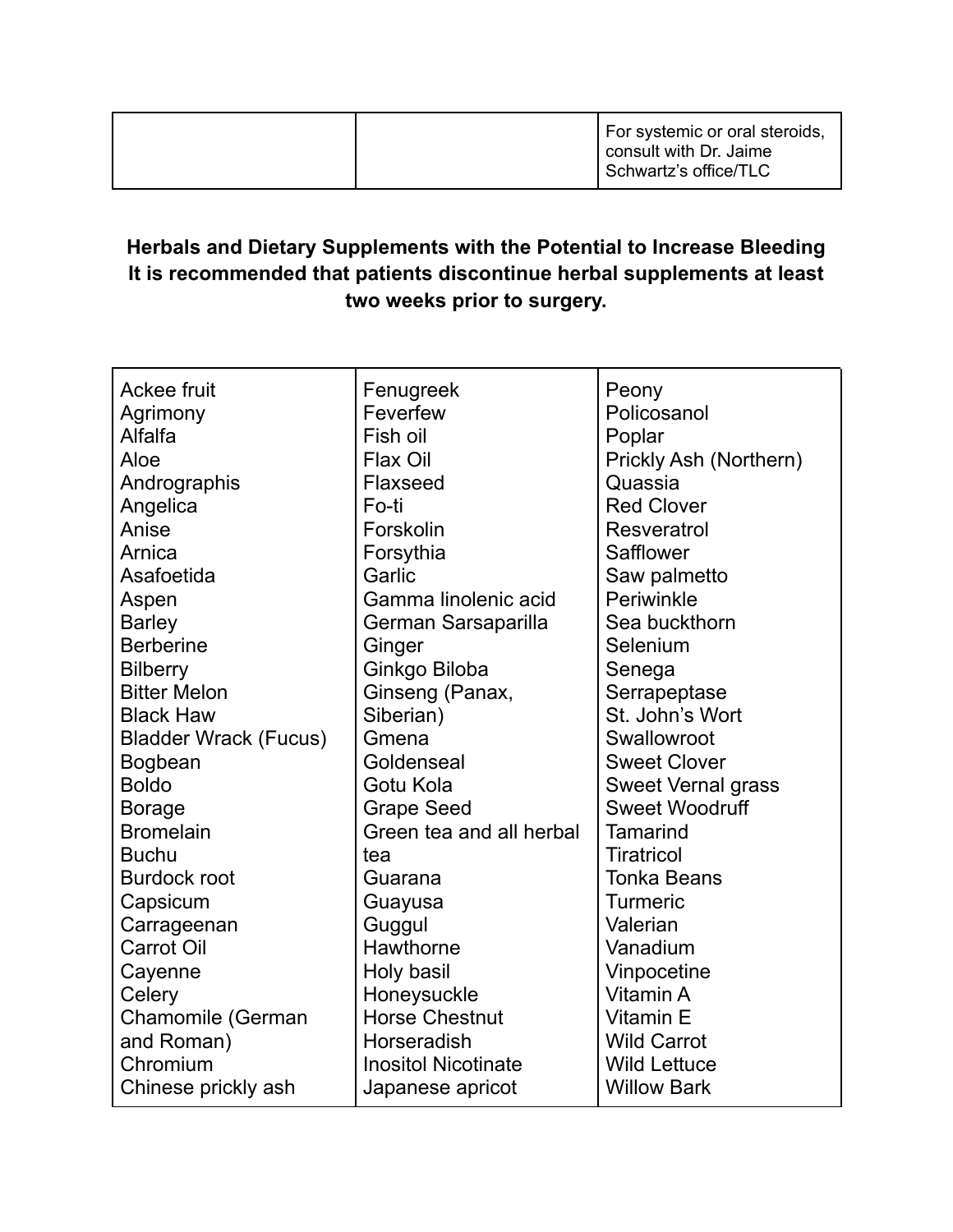| | | |
|---|---|---|
| | | For systemic or oral steroids, consult with Dr. Jaime Schwartz's office/TLC |

**Herbals and Dietary Supplements with the Potential to Increase Bleeding**
**It is recommended that patients discontinue herbal supplements at least two weeks prior to surgery.**

| | | |
|---|---|---|
| Ackee fruit | Fenugreek | Peony |
| Agrimony | Feverfew | Policosanol |
| Alfalfa | Fish oil | Poplar |
| Aloe | Flax Oil | Prickly Ash (Northern) |
| Andrographis | Flaxseed | Quassia |
| Angelica | Fo-ti | Red Clover |
| Anise | Forskolin | Resveratrol |
| Arnica | Forsythia | Safflower |
| Asafoetida | Garlic | Saw palmetto |
| Aspen | Gamma linolenic acid | Periwinkle |
| Barley | German Sarsaparilla | Sea buckthorn |
| Berberine | Ginger | Selenium |
| Bilberry | Ginkgo Biloba | Senega |
| Bitter Melon | Ginseng (Panax, Siberian) | Serrapeptase |
| Black Haw | Gmena | St. John's Wort |
| Bladder Wrack (Fucus) | Goldenseal | Swallowroot |
| Bogbean | Gotu Kola | Sweet Clover |
| Boldo | Grape Seed | Sweet Vernal grass |
| Borage | Green tea and all herbal tea | Sweet Woodruff |
| Bromelain | Guarana | Tamarind |
| Buchu | Guayusa | Tiratricol |
| Burdock root | Guggul | Tonka Beans |
| Capsicum | Hawthorne | Turmeric |
| Carrageenan | Holy basil | Valerian |
| Carrot Oil | Honeysuckle | Vanadium |
| Cayenne | Horse Chestnut | Vinpocetine |
| Celery | Horseradish | Vitamin A |
| Chamomile (German and Roman) | Inositol Nicotinate | Vitamin E |
| Chromium | Japanese apricot | Wild Carrot |
| Chinese prickly ash | | Wild Lettuce |
| | | Willow Bark |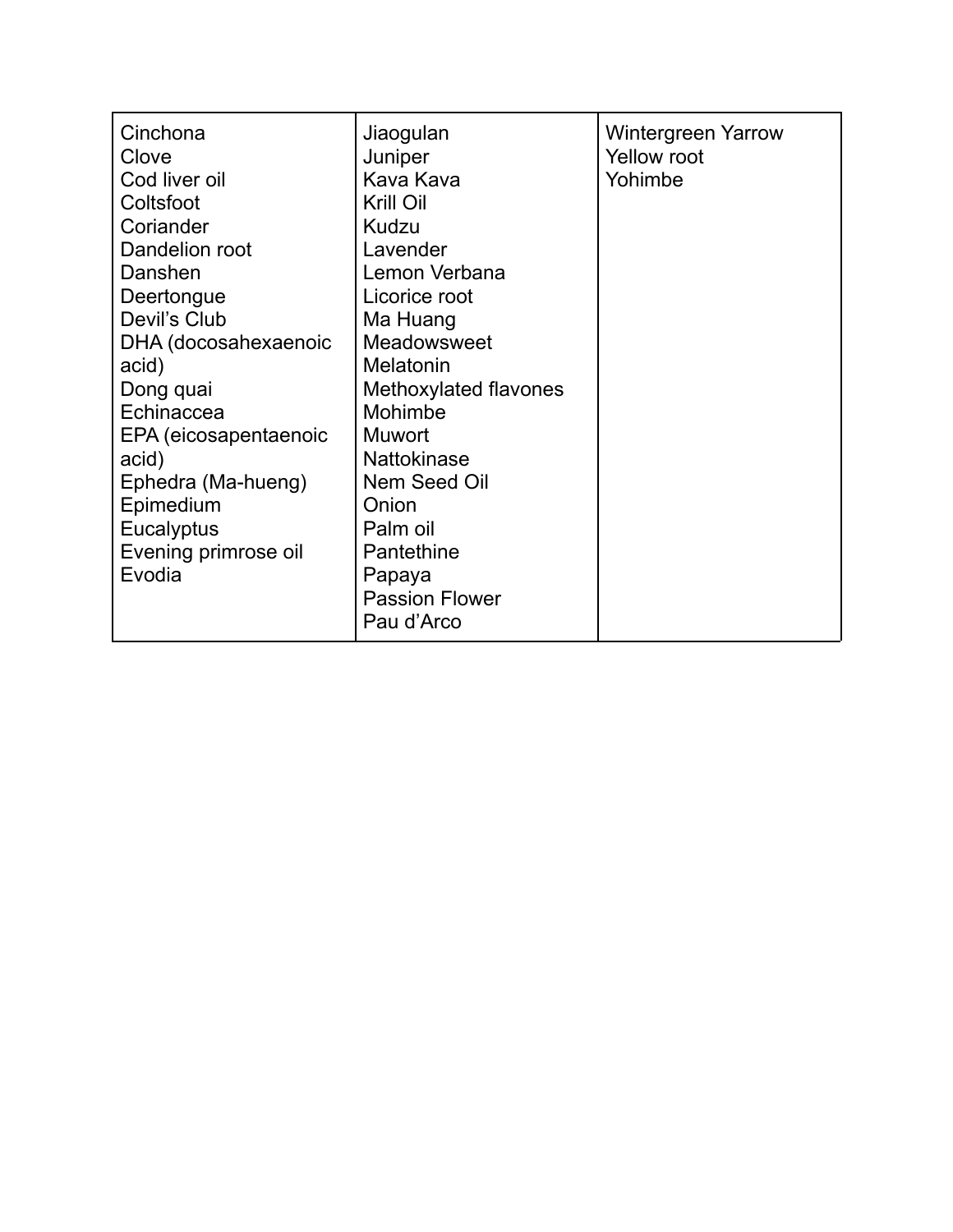| | | |
|---|---|---|
| Cinchona<br>Clove<br>Cod liver oil<br>Coltsfoot<br>Coriander<br>Dandelion root<br>Danshen<br>Deertongue<br>Devil's Club<br>DHA (docosahexaenoic acid)<br>Dong quai<br>Echinaccea<br>EPA (eicosapentaenoic acid)<br>Ephedra (Ma-hueng)<br>Epimedium<br>Eucalyptus<br>Evening primrose oil<br>Evodia | Jiaogulan<br>Juniper<br>Kava Kava<br>Krill Oil<br>Kudzu<br>Lavender<br>Lemon Verbana<br>Licorice root<br>Ma Huang<br>Meadowsweet<br>Melatonin<br>Methoxylated flavones<br>Mohimbe<br>Muwort<br>Nattokinase<br>Nem Seed Oil<br>Onion<br>Palm oil<br>Pantethine<br>Papaya<br>Passion Flower<br>Pau d'Arco | Wintergreen Yarrow<br>Yellow root<br>Yohimbe |